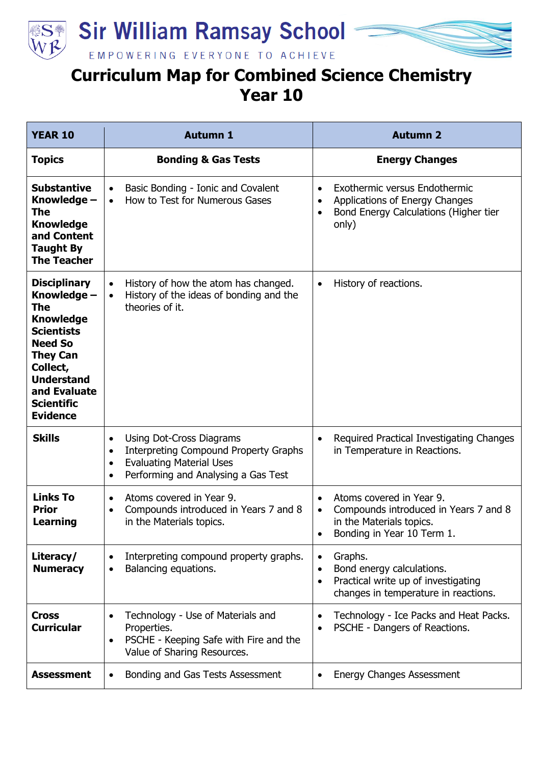# Sir William Ramsay School

EMPOWERING EVERYONE TO ACHIEVE

# Curriculum Map for Combined Science Chemistry Year 10

| YEAR 10 | Autumn 1 | Autumn 2 |
|---|---|---|
| **Topics** | **Bonding & Gas Tests** | **Energy Changes** |
| **Substantive Knowledge – The Knowledge and Content Taught By The Teacher** | • Basic Bonding - Ionic and Covalent<br>• How to Test for Numerous Gases | • Exothermic versus Endothermic<br>• Applications of Energy Changes<br>• Bond Energy Calculations (Higher tier only) |
| **Disciplinary Knowledge – The Knowledge Scientists Need So They Can Collect, Understand and Evaluate Scientific Evidence** | • History of how the atom has changed.<br>• History of the ideas of bonding and the theories of it. | • History of reactions. |
| **Skills** | • Using Dot-Cross Diagrams<br>• Interpreting Compound Property Graphs<br>• Evaluating Material Uses<br>• Performing and Analysing a Gas Test | • Required Practical Investigating Changes in Temperature in Reactions. |
| **Links To Prior Learning** | • Atoms covered in Year 9.<br>• Compounds introduced in Years 7 and 8 in the Materials topics. | • Atoms covered in Year 9.<br>• Compounds introduced in Years 7 and 8 in the Materials topics.<br>• Bonding in Year 10 Term 1. |
| **Literacy/ Numeracy** | • Interpreting compound property graphs.<br>• Balancing equations. | • Graphs.<br>• Bond energy calculations.<br>• Practical write up of investigating changes in temperature in reactions. |
| **Cross Curricular** | • Technology - Use of Materials and Properties.<br>• PSCHE - Keeping Safe with Fire and the Value of Sharing Resources. | • Technology - Ice Packs and Heat Packs.<br>• PSCHE - Dangers of Reactions. |
| **Assessment** | • Bonding and Gas Tests Assessment | • Energy Changes Assessment |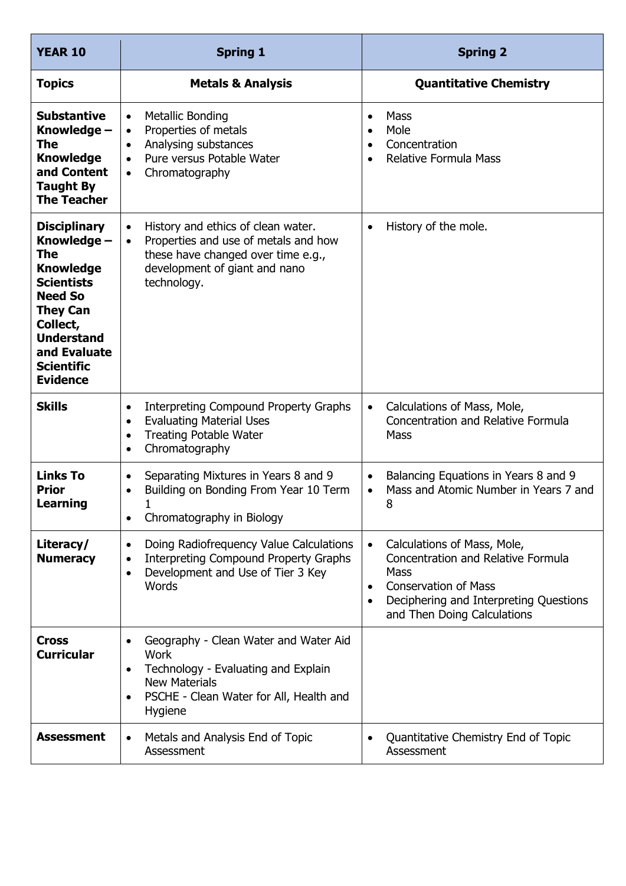| YEAR 10 | Spring 1 | Spring 2 |
|---|---|---|
| **Topics** | **Metals & Analysis** | **Quantitative Chemistry** |
| **Substantive Knowledge – The Knowledge and Content Taught By The Teacher** | • Metallic Bonding<br>• Properties of metals<br>• Analysing substances<br>• Pure versus Potable Water<br>• Chromatography | • Mass<br>• Mole<br>• Concentration<br>• Relative Formula Mass |
| **Disciplinary Knowledge – The Knowledge Scientists Need So They Can Collect, Understand and Evaluate Scientific Evidence** | • History and ethics of clean water.<br>• Properties and use of metals and how these have changed over time e.g., development of giant and nano technology. | • History of the mole. |
| **Skills** | • Interpreting Compound Property Graphs<br>• Evaluating Material Uses<br>• Treating Potable Water<br>• Chromatography | • Calculations of Mass, Mole, Concentration and Relative Formula Mass |
| **Links To Prior Learning** | • Separating Mixtures in Years 8 and 9<br>• Building on Bonding From Year 10 Term 1<br>• Chromatography in Biology | • Balancing Equations in Years 8 and 9<br>• Mass and Atomic Number in Years 7 and 8 |
| **Literacy/ Numeracy** | • Doing Radiofrequency Value Calculations<br>• Interpreting Compound Property Graphs<br>• Development and Use of Tier 3 Key Words | • Calculations of Mass, Mole, Concentration and Relative Formula Mass<br>• Conservation of Mass<br>• Deciphering and Interpreting Questions and Then Doing Calculations |
| **Cross Curricular** | • Geography - Clean Water and Water Aid Work<br>• Technology - Evaluating and Explain New Materials<br>• PSCHE - Clean Water for All, Health and Hygiene | |
| **Assessment** | • Metals and Analysis End of Topic Assessment | • Quantitative Chemistry End of Topic Assessment |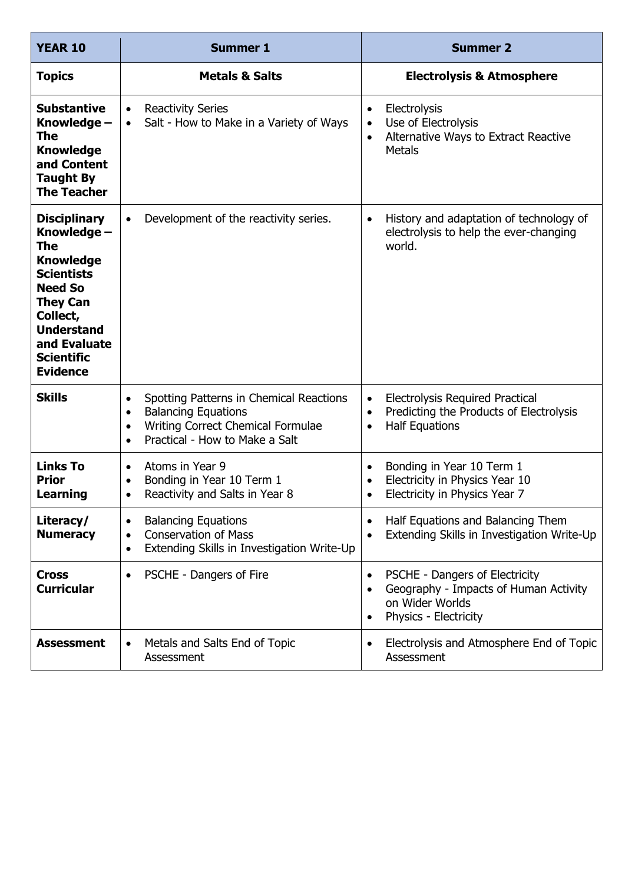| **YEAR 10** | **Summer 1** | **Summer 2** |
| --- | --- | --- |
| **Topics** | **Metals & Salts** | **Electrolysis & Atmosphere** |
| **Substantive Knowledge – The Knowledge and Content Taught By The Teacher** | • Reactivity Series<br>• Salt - How to Make in a Variety of Ways | • Electrolysis<br>• Use of Electrolysis<br>• Alternative Ways to Extract Reactive Metals |
| **Disciplinary Knowledge – The Knowledge Scientists Need So They Can Collect, Understand and Evaluate Scientific Evidence** | • Development of the reactivity series. | • History and adaptation of technology of electrolysis to help the ever-changing world. |
| **Skills** | • Spotting Patterns in Chemical Reactions<br>• Balancing Equations<br>• Writing Correct Chemical Formulae<br>• Practical - How to Make a Salt | • Electrolysis Required Practical<br>• Predicting the Products of Electrolysis<br>• Half Equations |
| **Links To Prior Learning** | • Atoms in Year 9<br>• Bonding in Year 10 Term 1<br>• Reactivity and Salts in Year 8 | • Bonding in Year 10 Term 1<br>• Electricity in Physics Year 10<br>• Electricity in Physics Year 7 |
| **Literacy/ Numeracy** | • Balancing Equations<br>• Conservation of Mass<br>• Extending Skills in Investigation Write-Up | • Half Equations and Balancing Them<br>• Extending Skills in Investigation Write-Up |
| **Cross Curricular** | • PSCHE - Dangers of Fire | • PSCHE - Dangers of Electricity<br>• Geography - Impacts of Human Activity on Wider Worlds<br>• Physics - Electricity |
| **Assessment** | • Metals and Salts End of Topic Assessment | • Electrolysis and Atmosphere End of Topic Assessment |